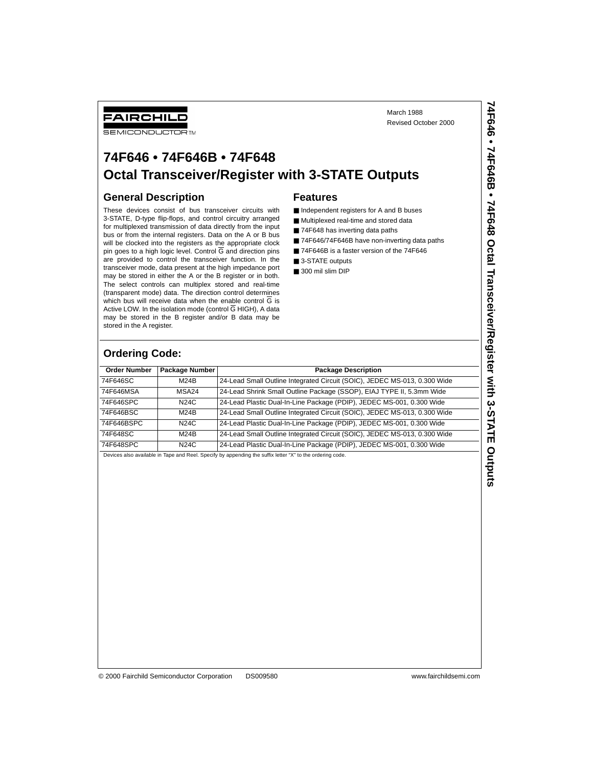FAIRCHILD SEMICONDUCTOR™

March 1988
Revised October 2000

# 74F646 • 74F646B • 74F648 Octal Transceiver/Register with 3-STATE Outputs

## General Description

These devices consist of bus transceiver circuits with 3-STATE, D-type flip-flops, and control circuitry arranged for multiplexed transmission of data directly from the input bus or from the internal registers. Data on the A or B bus will be clocked into the registers as the appropriate clock pin goes to a high logic level. Control $\overline{G}$ and direction pins are provided to control the transceiver function. In the transceiver mode, data present at the high impedance port may be stored in either the A or the B register or in both. The select controls can multiplex stored and real-time (transparent mode) data. The direction control determines which bus will receive data when the enable control $\overline{G}$ is Active LOW. In the isolation mode (control $\overline{G}$ HIGH), A data may be stored in the B register and/or B data may be stored in the A register.

## Features

- Independent registers for A and B buses
- Multiplexed real-time and stored data
- 74F648 has inverting data paths
- 74F646/74F646B have non-inverting data paths
- 74F646B is a faster version of the 74F646
- 3-STATE outputs
- 300 mil slim DIP

## Ordering Code:

| Order Number | Package Number | Package Description |
|---|---|---|
| 74F646SC | M24B | 24-Lead Small Outline Integrated Circuit (SOIC), JEDEC MS-013, 0.300 Wide |
| 74F646MSA | MSA24 | 24-Lead Shrink Small Outline Package (SSOP), EIAJ TYPE II, 5.3mm Wide |
| 74F646SPC | N24C | 24-Lead Plastic Dual-In-Line Package (PDIP), JEDEC MS-001, 0.300 Wide |
| 74F646BSC | M24B | 24-Lead Small Outline Integrated Circuit (SOIC), JEDEC MS-013, 0.300 Wide |
| 74F646BSPC | N24C | 24-Lead Plastic Dual-In-Line Package (PDIP), JEDEC MS-001, 0.300 Wide |
| 74F648SC | M24B | 24-Lead Small Outline Integrated Circuit (SOIC), JEDEC MS-013, 0.300 Wide |
| 74F648SPC | N24C | 24-Lead Plastic Dual-In-Line Package (PDIP), JEDEC MS-001, 0.300 Wide |

Devices also available in Tape and Reel. Specify by appending the suffix letter "X" to the ordering code.

© 2000 Fairchild Semiconductor Corporation DS009580 www.fairchildsemi.com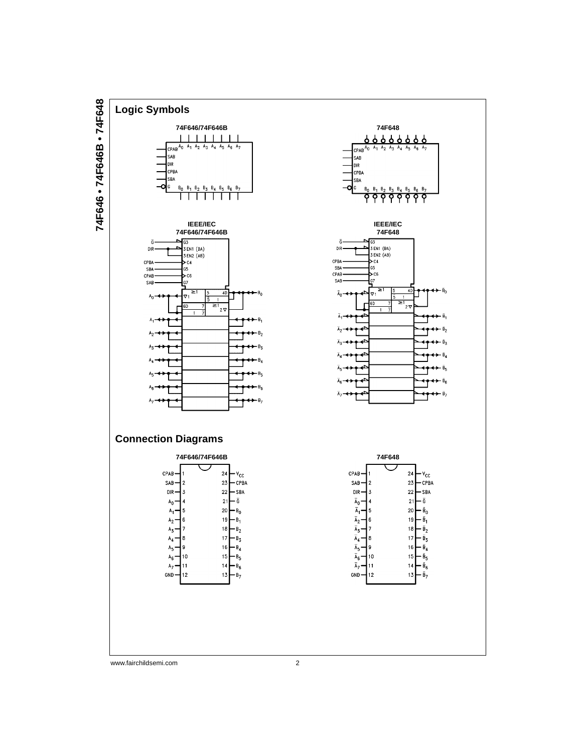## Logic Symbols

74F646/74F646B

74F648

IEEE/IEC
74F646/74F646B

IEEE/IEC
74F648

## Connection Diagrams

74F646/74F646B

| Pin | Name | Pin | Name |
|---|---|---|---|
| 1 | CPAB | 24 | $V_{CC}$ |
| 2 | SAB | 23 | CPBA |
| 3 | DIR | 22 | SBA |
| 4 | $A_0$ | 21 | $\overline{G}$ |
| 5 | $A_1$ | 20 | $B_0$ |
| 6 | $A_2$ | 19 | $B_1$ |
| 7 | $A_3$ | 18 | $B_2$ |
| 8 | $A_4$ | 17 | $B_3$ |
| 9 | $A_5$ | 16 | $B_4$ |
| 10 | $A_6$ | 15 | $B_5$ |
| 11 | $A_7$ | 14 | $B_6$ |
| 12 | GND | 13 | $B_7$ |

74F648

| Pin | Name | Pin | Name |
|---|---|---|---|
| 1 | CPAB | 24 | $V_{CC}$ |
| 2 | SAB | 23 | CPBA |
| 3 | DIR | 22 | SBA |
| 4 | $\overline{A}_0$ | 21 | $\overline{G}$ |
| 5 | $\overline{A}_1$ | 20 | $\overline{B}_0$ |
| 6 | $\overline{A}_2$ | 19 | $\overline{B}_1$ |
| 7 | $\overline{A}_3$ | 18 | $\overline{B}_2$ |
| 8 | $\overline{A}_4$ | 17 | $\overline{B}_3$ |
| 9 | $\overline{A}_5$ | 16 | $\overline{B}_4$ |
| 10 | $\overline{A}_6$ | 15 | $\overline{B}_5$ |
| 11 | $\overline{A}_7$ | 14 | $\overline{B}_6$ |
| 12 | GND | 13 | $\overline{B}_7$ |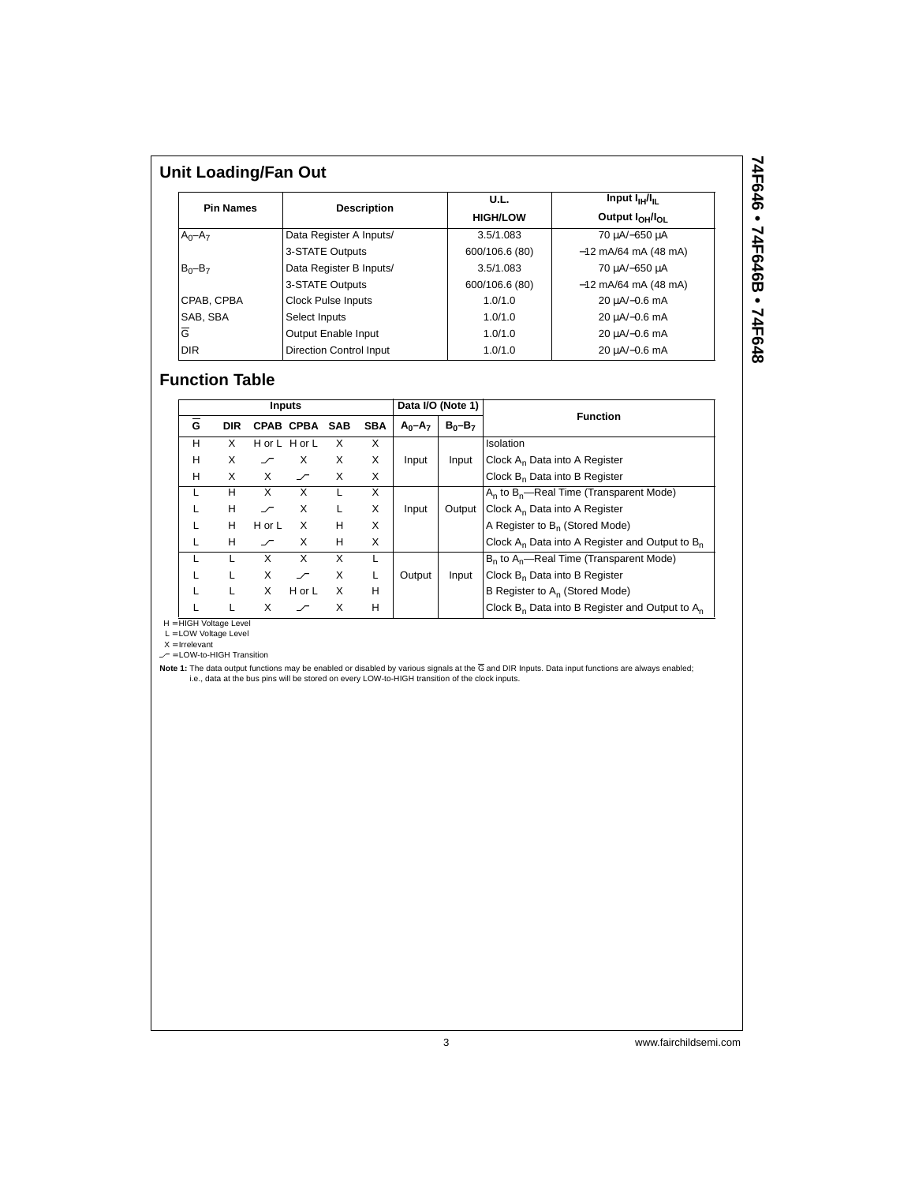## Unit Loading/Fan Out

| Pin Names | Description | U.L. HIGH/LOW | Input $I_{IH}/I_{IL}$ Output $I_{OH}/I_{OL}$ |
|---|---|---|---|
| $A_0$–$A_7$ | Data Register A Inputs/ | 3.5/1.083 | 70 μA/−650 μA |
| | 3-STATE Outputs | 600/106.6 (80) | −12 mA/64 mA (48 mA) |
| $B_0$–$B_7$ | Data Register B Inputs/ | 3.5/1.083 | 70 μA/−650 μA |
| | 3-STATE Outputs | 600/106.6 (80) | −12 mA/64 mA (48 mA) |
| CPAB, CPBA | Clock Pulse Inputs | 1.0/1.0 | 20 μA/−0.6 mA |
| SAB, SBA | Select Inputs | 1.0/1.0 | 20 μA/−0.6 mA |
| $\overline{G}$ | Output Enable Input | 1.0/1.0 | 20 μA/−0.6 mA |
| DIR | Direction Control Input | 1.0/1.0 | 20 μA/−0.6 mA |

## Function Table

| Inputs | | | | | | Data I/O (Note 1) | | Function |
|---|---|---|---|---|---|---|---|---|
| $\overline{G}$ | DIR | CPAB | CPBA | SAB | SBA | $A_0$–$A_7$ | $B_0$–$B_7$ | |
| H | X | H or L | H or L | X | X | | | Isolation |
| H | X | ↗ | X | X | X | Input | Input | Clock $A_n$ Data into A Register |
| H | X | X | ↗ | X | X | | | Clock $B_n$ Data into B Register |
| L | H | X | X | L | X | | | $A_n$ to $B_n$—Real Time (Transparent Mode) |
| L | H | ↗ | X | L | X | Input | Output | Clock $A_n$ Data into A Register |
| L | H | H or L | X | H | X | | | A Register to $B_n$ (Stored Mode) |
| L | H | ↗ | X | H | X | | | Clock $A_n$ Data into A Register and Output to $B_n$ |
| L | L | X | X | X | L | | | $B_n$ to $A_n$—Real Time (Transparent Mode) |
| L | L | X | ↗ | X | L | Output | Input | Clock $B_n$ Data into B Register |
| L | L | X | H or L | X | H | | | B Register to $A_n$ (Stored Mode) |
| L | L | X | ↗ | X | H | | | Clock $B_n$ Data into B Register and Output to $A_n$ |

H = HIGH Voltage Level
L = LOW Voltage Level
X = Irrelevant
↗ = LOW-to-HIGH Transition

**Note 1:** The data output functions may be enabled or disabled by various signals at the $\overline{G}$ and DIR Inputs. Data input functions are always enabled; i.e., data at the bus pins will be stored on every LOW-to-HIGH transition of the clock inputs.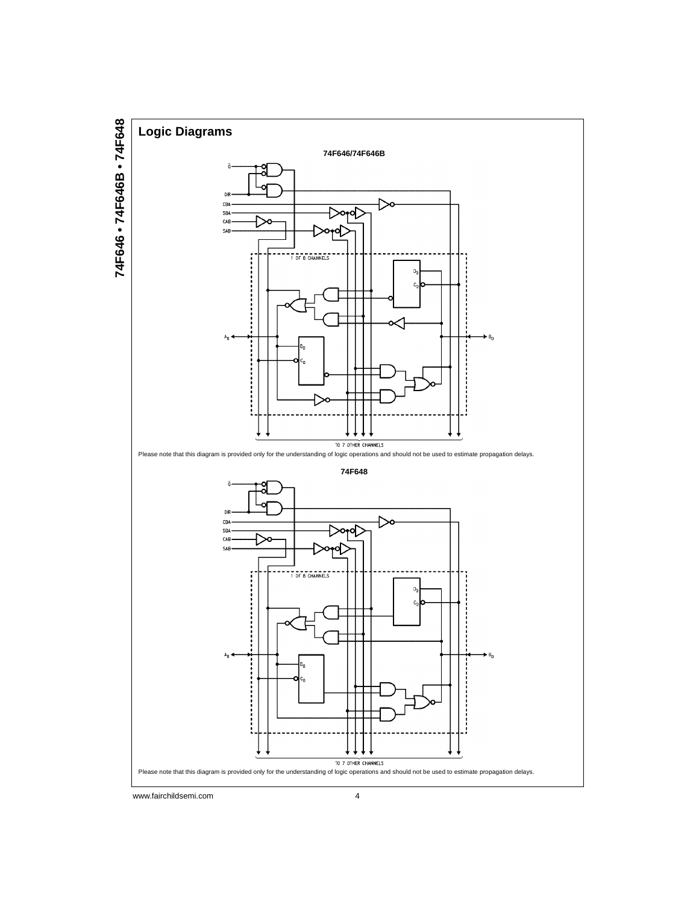## Logic Diagrams

**74F646/74F646B**

Please note that this diagram is provided only for the understanding of logic operations and should not be used to estimate propagation delays.

**74F648**

Please note that this diagram is provided only for the understanding of logic operations and should not be used to estimate propagation delays.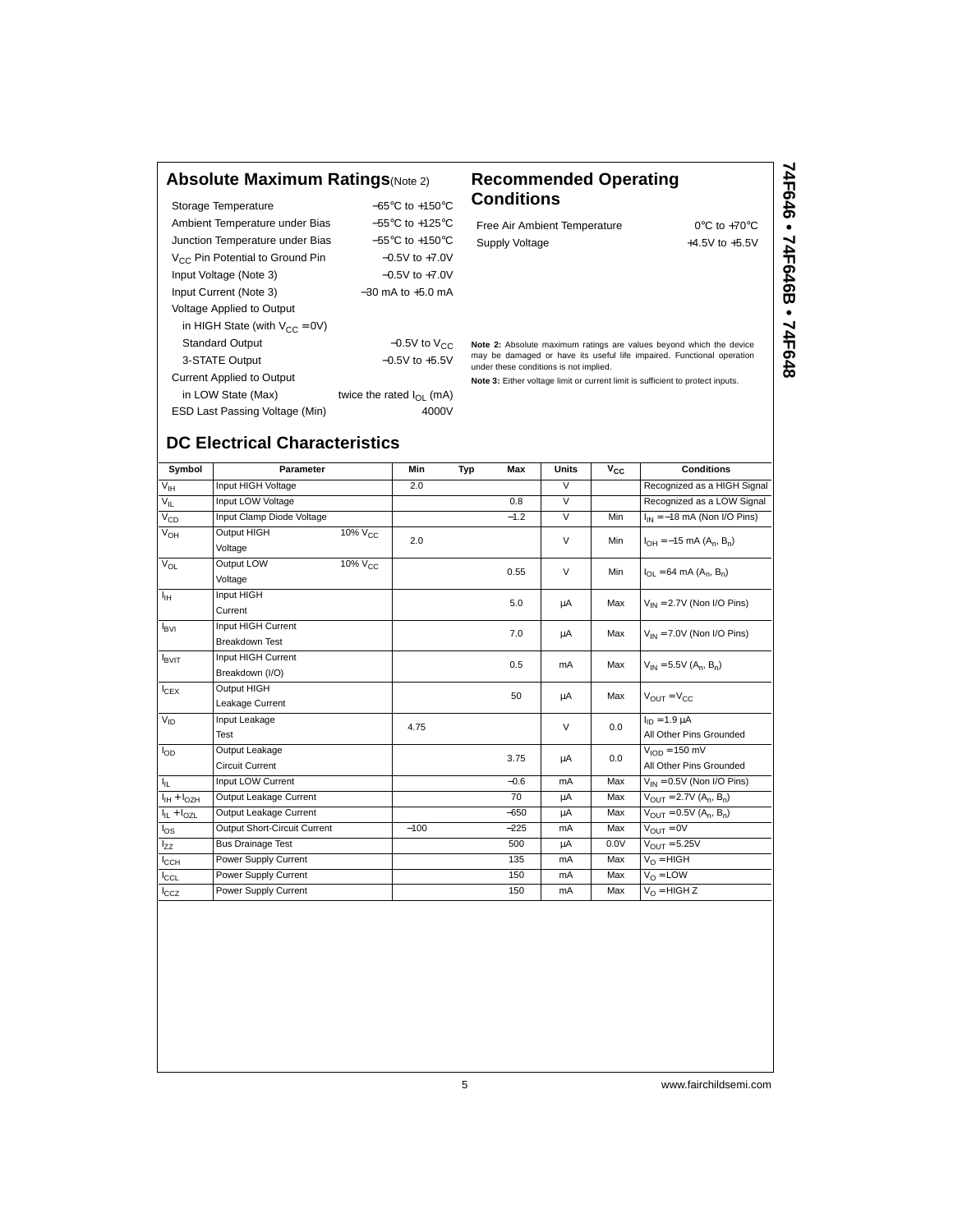## Absolute Maximum Ratings (Note 2)

| | |
|---|---|
| Storage Temperature | −65°C to +150°C |
| Ambient Temperature under Bias | −55°C to +125°C |
| Junction Temperature under Bias | −55°C to +150°C |
| $V_{CC}$ Pin Potential to Ground Pin | −0.5V to +7.0V |
| Input Voltage (Note 3) | −0.5V to +7.0V |
| Input Current (Note 3) | −30 mA to +5.0 mA |
| Voltage Applied to Output | |
| in HIGH State (with $V_{CC}$ = 0V) | |
| Standard Output | −0.5V to $V_{CC}$ |
| 3-STATE Output | −0.5V to +5.5V |
| Current Applied to Output | |
| in LOW State (Max) | twice the rated $I_{OL}$ (mA) |
| ESD Last Passing Voltage (Min) | 4000V |

## Recommended Operating Conditions

| | |
|---|---|
| Free Air Ambient Temperature | 0°C to +70°C |
| Supply Voltage | +4.5V to +5.5V |

**Note 2:** Absolute maximum ratings are values beyond which the device may be damaged or have its useful life impaired. Functional operation under these conditions is not implied.

**Note 3:** Either voltage limit or current limit is sufficient to protect inputs.

## DC Electrical Characteristics

| Symbol | Parameter | | Min | Typ | Max | Units | $V_{CC}$ | Conditions |
|---|---|---|---|---|---|---|---|---|
| $V_{IH}$ | Input HIGH Voltage | | 2.0 | | | V | | Recognized as a HIGH Signal |
| $V_{IL}$ | Input LOW Voltage | | | | 0.8 | V | | Recognized as a LOW Signal |
| $V_{CD}$ | Input Clamp Diode Voltage | | | | −1.2 | V | Min | $I_{IN}$ = −18 mA (Non I/O Pins) |
| $V_{OH}$ | Output HIGH Voltage | 10% $V_{CC}$ | 2.0 | | | V | Min | $I_{OH}$ = −15 mA ($A_n$, $B_n$) |
| $V_{OL}$ | Output LOW Voltage | 10% $V_{CC}$ | | | 0.55 | V | Min | $I_{OL}$ = 64 mA ($A_n$, $B_n$) |
| $I_{IH}$ | Input HIGH Current | | | | 5.0 | µA | Max | $V_{IN}$ = 2.7V (Non I/O Pins) |
| $I_{BVI}$ | Input HIGH Current Breakdown Test | | | | 7.0 | µA | Max | $V_{IN}$ = 7.0V (Non I/O Pins) |
| $I_{BVIT}$ | Input HIGH Current Breakdown (I/O) | | | | 0.5 | mA | Max | $V_{IN}$ = 5.5V ($A_n$, $B_n$) |
| $I_{CEX}$ | Output HIGH Leakage Current | | | | 50 | µA | Max | $V_{OUT}$ = $V_{CC}$ |
| $V_{ID}$ | Input Leakage Test | | 4.75 | | | V | 0.0 | $I_{ID}$ = 1.9 µA All Other Pins Grounded |
| $I_{OD}$ | Output Leakage Circuit Current | | | | 3.75 | µA | 0.0 | $V_{IOD}$ = 150 mV All Other Pins Grounded |
| $I_{IL}$ | Input LOW Current | | | | −0.6 | mA | Max | $V_{IN}$ = 0.5V (Non I/O Pins) |
| $I_{IH}$ + $I_{OZH}$ | Output Leakage Current | | | | 70 | µA | Max | $V_{OUT}$ = 2.7V ($A_n$, $B_n$) |
| $I_{IL}$ + $I_{OZL}$ | Output Leakage Current | | | | −650 | µA | Max | $V_{OUT}$ = 0.5V ($A_n$, $B_n$) |
| $I_{OS}$ | Output Short-Circuit Current | | −100 | | −225 | mA | Max | $V_{OUT}$ = 0V |
| $I_{ZZ}$ | Bus Drainage Test | | | | 500 | µA | 0.0V | $V_{OUT}$ = 5.25V |
| $I_{CCH}$ | Power Supply Current | | | | 135 | mA | Max | $V_O$ = HIGH |
| $I_{CCL}$ | Power Supply Current | | | | 150 | mA | Max | $V_O$ = LOW |
| $I_{CCZ}$ | Power Supply Current | | | | 150 | mA | Max | $V_O$ = HIGH Z |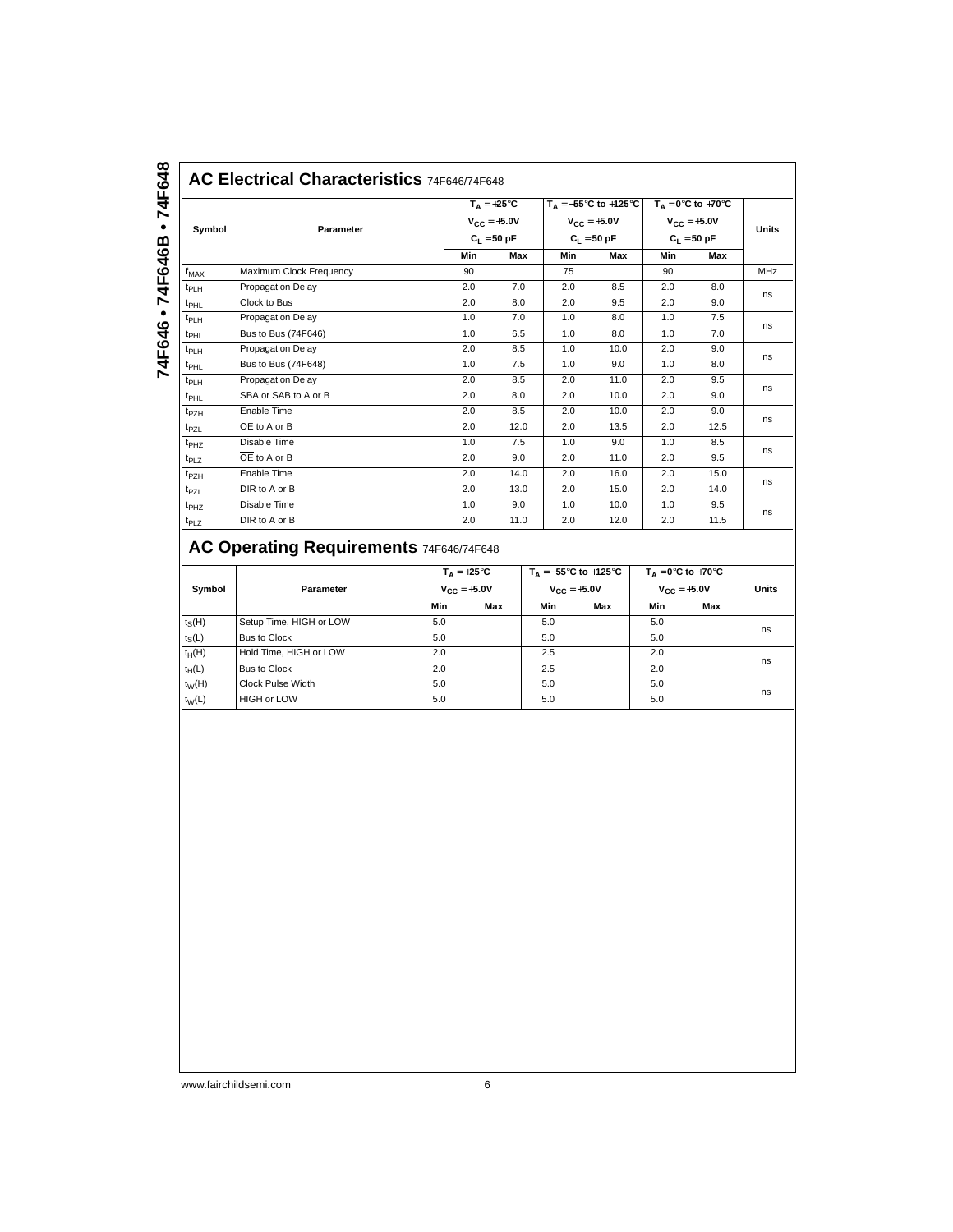## AC Electrical Characteristics 74F646/74F648

| Symbol | Parameter | $T_A = +25°C$, $V_{CC} = +5.0V$, $C_L = 50$ pF | | $T_A = -55°C$ to $+125°C$, $V_{CC} = +5.0V$, $C_L = 50$ pF | | $T_A = 0°C$ to $+70°C$, $V_{CC} = +5.0V$, $C_L = 50$ pF | | Units |
|---|---|---|---|---|---|---|---|---|
| | | Min | Max | Min | Max | Min | Max | |
| $f_{MAX}$ | Maximum Clock Frequency | 90 | | 75 | | 90 | | MHz |
| $t_{PLH}$ | Propagation Delay | 2.0 | 7.0 | 2.0 | 8.5 | 2.0 | 8.0 | ns |
| $t_{PHL}$ | Clock to Bus | 2.0 | 8.0 | 2.0 | 9.5 | 2.0 | 9.0 | |
| $t_{PLH}$ | Propagation Delay | 1.0 | 7.0 | 1.0 | 8.0 | 1.0 | 7.5 | ns |
| $t_{PHL}$ | Bus to Bus (74F646) | 1.0 | 6.5 | 1.0 | 8.0 | 1.0 | 7.0 | |
| $t_{PLH}$ | Propagation Delay | 2.0 | 8.5 | 2.0 | 10.0 | 2.0 | 9.0 | ns |
| $t_{PHL}$ | Bus to Bus (74F648) | 1.0 | 7.5 | 1.0 | 9.0 | 1.0 | 8.0 | |
| $t_{PLH}$ | Propagation Delay | 2.0 | 8.5 | 2.0 | 11.0 | 2.0 | 9.5 | ns |
| $t_{PHL}$ | SBA or SAB to A or B | 2.0 | 8.0 | 2.0 | 10.0 | 2.0 | 9.0 | |
| $t_{PZH}$ | Enable Time | 2.0 | 8.5 | 2.0 | 10.0 | 2.0 | 9.0 | ns |
| $t_{PZL}$ | $\overline{OE}$ to A or B | 2.0 | 12.0 | 2.0 | 13.5 | 2.0 | 12.5 | |
| $t_{PHZ}$ | Disable Time | 1.0 | 7.5 | 1.0 | 9.0 | 1.0 | 8.5 | ns |
| $t_{PLZ}$ | $\overline{OE}$ to A or B | 2.0 | 9.0 | 2.0 | 11.0 | 2.0 | 9.5 | |
| $t_{PZH}$ | Enable Time | 2.0 | 14.0 | 2.0 | 16.0 | 2.0 | 15.0 | ns |
| $t_{PZL}$ | DIR to A or B | 2.0 | 13.0 | 2.0 | 15.0 | 2.0 | 14.0 | |
| $t_{PHZ}$ | Disable Time | 1.0 | 9.0 | 1.0 | 10.0 | 1.0 | 9.5 | ns |
| $t_{PLZ}$ | DIR to A or B | 2.0 | 11.0 | 2.0 | 12.0 | 2.0 | 11.5 | |

## AC Operating Requirements 74F646/74F648

| Symbol | Parameter | $T_A = +25°C$, $V_{CC} = +5.0V$ | | $T_A = -55°C$ to $+125°C$, $V_{CC} = +5.0V$ | | $T_A = 0°C$ to $+70°C$, $V_{CC} = +5.0V$ | | Units |
|---|---|---|---|---|---|---|---|---|
| | | Min | Max | Min | Max | Min | Max | |
| $t_S(H)$ | Setup Time, HIGH or LOW | 5.0 | | 5.0 | | 5.0 | | ns |
| $t_S(L)$ | Bus to Clock | 5.0 | | 5.0 | | 5.0 | | |
| $t_H(H)$ | Hold Time, HIGH or LOW | 2.0 | | 2.5 | | 2.0 | | ns |
| $t_H(L)$ | Bus to Clock | 2.0 | | 2.5 | | 2.0 | | |
| $t_W(H)$ | Clock Pulse Width | 5.0 | | 5.0 | | 5.0 | | ns |
| $t_W(L)$ | HIGH or LOW | 5.0 | | 5.0 | | 5.0 | | |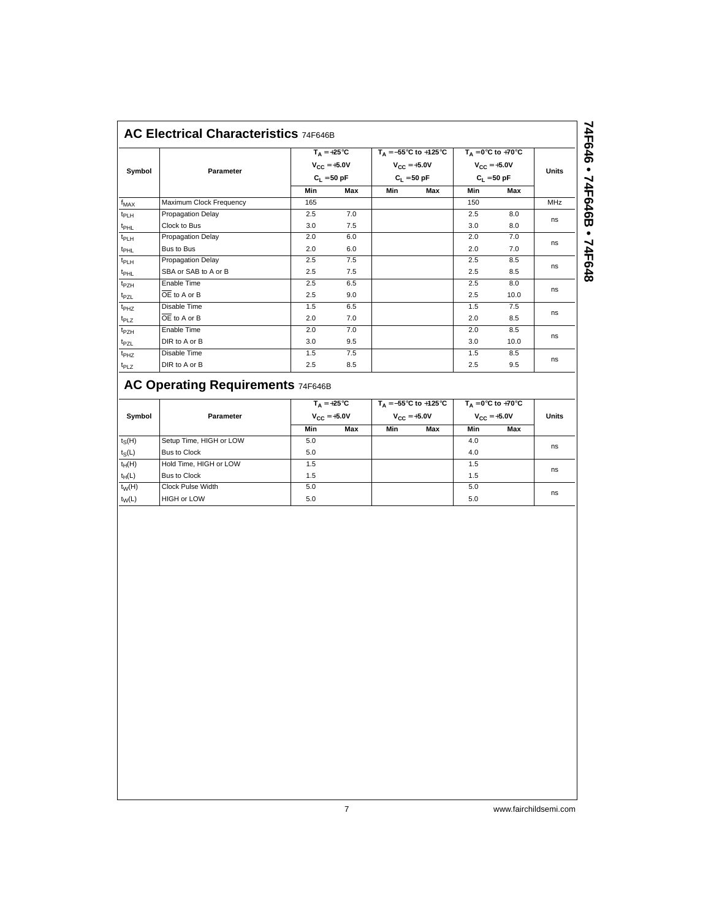## AC Electrical Characteristics 74F646B

| Symbol | Parameter | $T_A = +25°C$, $V_{CC} = +5.0V$, $C_L = 50$ pF | | $T_A = -55°C$ to $+125°C$, $V_{CC} = +5.0V$, $C_L = 50$ pF | | $T_A = 0°C$ to $+70°C$, $V_{CC} = +5.0V$, $C_L = 50$ pF | | Units |
|---|---|---|---|---|---|---|---|---|
| | | Min | Max | Min | Max | Min | Max | |
| $f_{MAX}$ | Maximum Clock Frequency | 165 | | | | 150 | | MHz |
| $t_{PLH}$ | Propagation Delay | 2.5 | 7.0 | | | 2.5 | 8.0 | ns |
| $t_{PHL}$ | Clock to Bus | 3.0 | 7.5 | | | 3.0 | 8.0 | |
| $t_{PLH}$ | Propagation Delay | 2.0 | 6.0 | | | 2.0 | 7.0 | ns |
| $t_{PHL}$ | Bus to Bus | 2.0 | 6.0 | | | 2.0 | 7.0 | |
| $t_{PLH}$ | Propagation Delay | 2.5 | 7.5 | | | 2.5 | 8.5 | ns |
| $t_{PHL}$ | SBA or SAB to A or B | 2.5 | 7.5 | | | 2.5 | 8.5 | |
| $t_{PZH}$ | Enable Time | 2.5 | 6.5 | | | 2.5 | 8.0 | ns |
| $t_{PZL}$ | $\overline{OE}$ to A or B | 2.5 | 9.0 | | | 2.5 | 10.0 | |
| $t_{PHZ}$ | Disable Time | 1.5 | 6.5 | | | 1.5 | 7.5 | ns |
| $t_{PLZ}$ | $\overline{OE}$ to A or B | 2.0 | 7.0 | | | 2.0 | 8.5 | |
| $t_{PZH}$ | Enable Time | 2.0 | 7.0 | | | 2.0 | 8.5 | ns |
| $t_{PZL}$ | DIR to A or B | 3.0 | 9.5 | | | 3.0 | 10.0 | |
| $t_{PHZ}$ | Disable Time | 1.5 | 7.5 | | | 1.5 | 8.5 | ns |
| $t_{PLZ}$ | DIR to A or B | 2.5 | 8.5 | | | 2.5 | 9.5 | |

## AC Operating Requirements 74F646B

| Symbol | Parameter | $T_A = +25°C$, $V_{CC} = +5.0V$ | | $T_A = -55°C$ to $+125°C$, $V_{CC} = +5.0V$ | | $T_A = 0°C$ to $+70°C$, $V_{CC} = +5.0V$ | | Units |
|---|---|---|---|---|---|---|---|---|
| | | Min | Max | Min | Max | Min | Max | |
| $t_S(H)$ | Setup Time, HIGH or LOW | 5.0 | | | | 4.0 | | ns |
| $t_S(L)$ | Bus to Clock | 5.0 | | | | 4.0 | | |
| $t_H(H)$ | Hold Time, HIGH or LOW | 1.5 | | | | 1.5 | | ns |
| $t_H(L)$ | Bus to Clock | 1.5 | | | | 1.5 | | |
| $t_W(H)$ | Clock Pulse Width | 5.0 | | | | 5.0 | | ns |
| $t_W(L)$ | HIGH or LOW | 5.0 | | | | 5.0 | | |